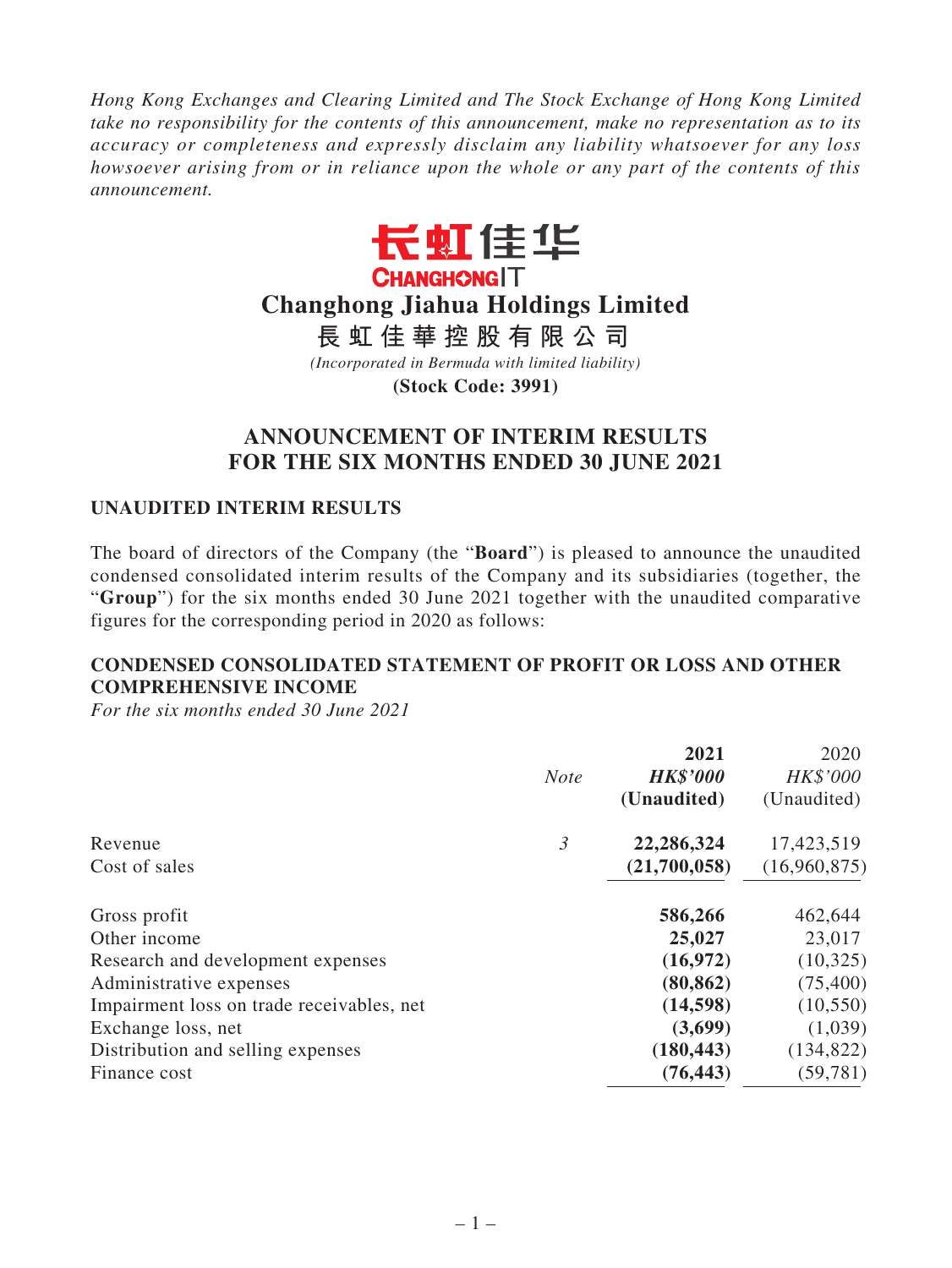*Hong Kong Exchanges and Clearing Limited and The Stock Exchange of Hong Kong Limited take no responsibility for the contents of this announcement, make no representation as to its accuracy or completeness and expressly disclaim any liability whatsoever for any loss howsoever arising from or in reliance upon the whole or any part of the contents of this announcement.*

长虹佳华
CHANGHONGIT

# Changhong Jiahua Holdings Limited

# 長虹佳華控股有限公司

*(Incorporated in Bermuda with limited liability)*

**(Stock Code: 3991)**

## ANNOUNCEMENT OF INTERIM RESULTS FOR THE SIX MONTHS ENDED 30 JUNE 2021

### UNAUDITED INTERIM RESULTS

The board of directors of the Company (the "**Board**") is pleased to announce the unaudited condensed consolidated interim results of the Company and its subsidiaries (together, the "**Group**") for the six months ended 30 June 2021 together with the unaudited comparative figures for the corresponding period in 2020 as follows:

### CONDENSED CONSOLIDATED STATEMENT OF PROFIT OR LOSS AND OTHER COMPREHENSIVE INCOME

*For the six months ended 30 June 2021*

| | *Note* | **2021** | 2020 |
|---|---|---|---|
| | | ***HK$'000*** | *HK$'000* |
| | | **(Unaudited)** | (Unaudited) |
| Revenue | *3* | **22,286,324** | 17,423,519 |
| Cost of sales | | **(21,700,058)** | (16,960,875) |
| Gross profit | | **586,266** | 462,644 |
| Other income | | **25,027** | 23,017 |
| Research and development expenses | | **(16,972)** | (10,325) |
| Administrative expenses | | **(80,862)** | (75,400) |
| Impairment loss on trade receivables, net | | **(14,598)** | (10,550) |
| Exchange loss, net | | **(3,699)** | (1,039) |
| Distribution and selling expenses | | **(180,443)** | (134,822) |
| Finance cost | | **(76,443)** | (59,781) |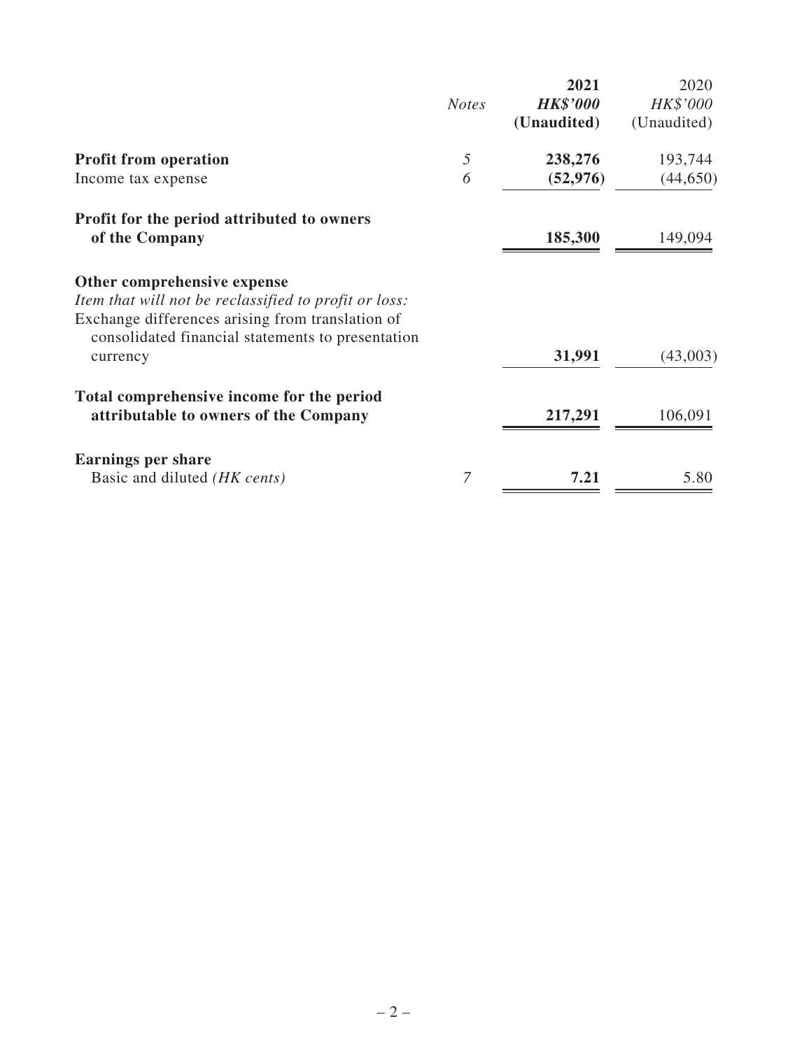| | *Notes* | **2021** | 2020 |
|---|---|---|---|
| | | ***HK$'000*** | *HK$'000* |
| | | **(Unaudited)** | (Unaudited) |
| **Profit from operation** | *5* | **238,276** | 193,744 |
| Income tax expense | *6* | **(52,976)** | (44,650) |
| **Profit for the period attributed to owners of the Company** | | **185,300** | 149,094 |
| **Other comprehensive expense** | | | |
| *Item that will not be reclassified to profit or loss:* | | | |
| Exchange differences arising from translation of consolidated financial statements to presentation currency | | **31,991** | (43,003) |
| **Total comprehensive income for the period attributable to owners of the Company** | | **217,291** | 106,091 |
| **Earnings per share** | | | |
| Basic and diluted *(HK cents)* | *7* | **7.21** | 5.80 |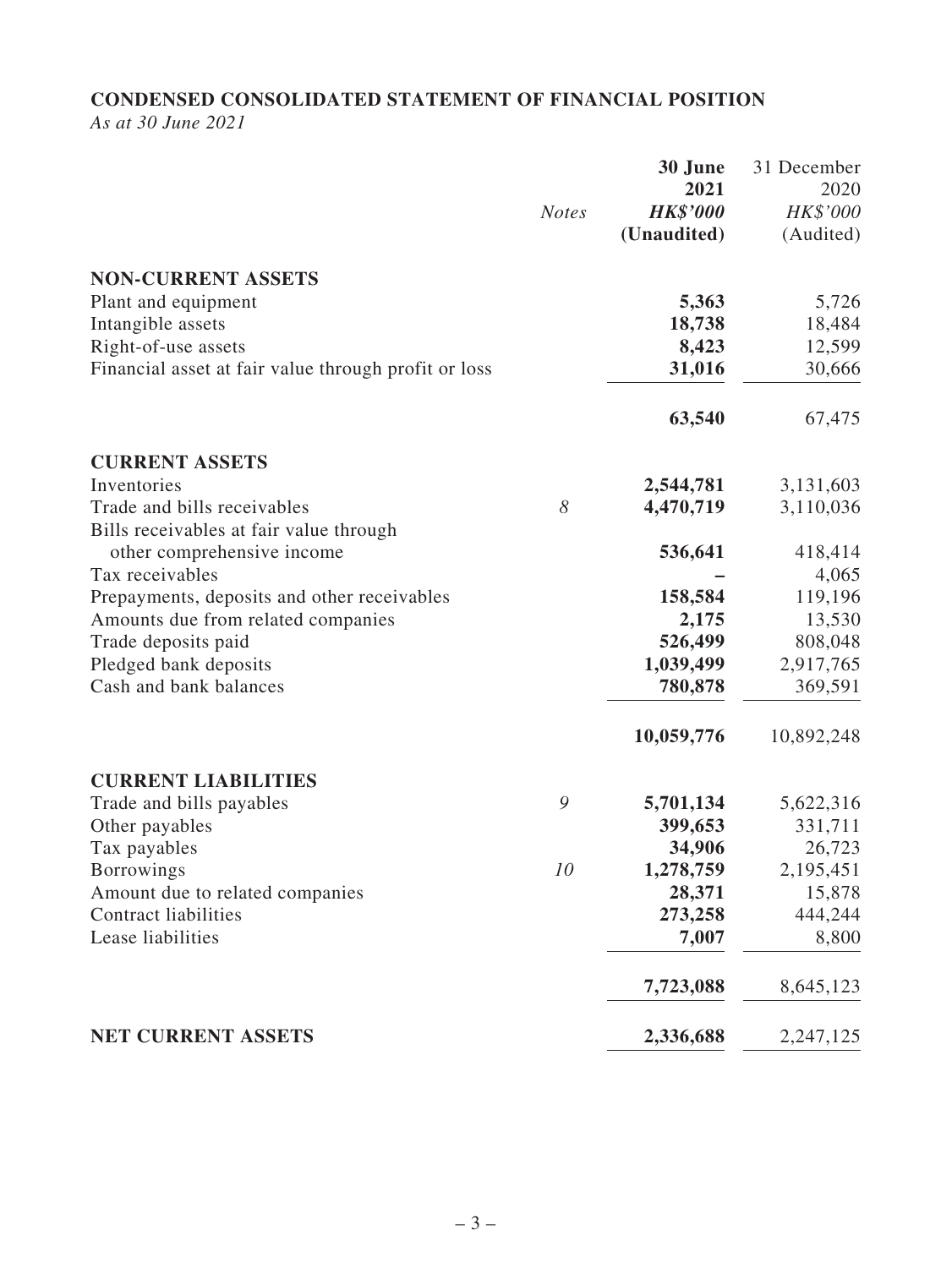## CONDENSED CONSOLIDATED STATEMENT OF FINANCIAL POSITION

*As at 30 June 2021*

| | Notes | 30 June 2021 HK$'000 (Unaudited) | 31 December 2020 HK$'000 (Audited) |
|---|---|---|---|
| **NON-CURRENT ASSETS** | | | |
| Plant and equipment | | **5,363** | 5,726 |
| Intangible assets | | **18,738** | 18,484 |
| Right-of-use assets | | **8,423** | 12,599 |
| Financial asset at fair value through profit or loss | | **31,016** | 30,666 |
| | | **63,540** | 67,475 |
| **CURRENT ASSETS** | | | |
| Inventories | | **2,544,781** | 3,131,603 |
| Trade and bills receivables | 8 | **4,470,719** | 3,110,036 |
| Bills receivables at fair value through other comprehensive income | | **536,641** | 418,414 |
| Tax receivables | | **–** | 4,065 |
| Prepayments, deposits and other receivables | | **158,584** | 119,196 |
| Amounts due from related companies | | **2,175** | 13,530 |
| Trade deposits paid | | **526,499** | 808,048 |
| Pledged bank deposits | | **1,039,499** | 2,917,765 |
| Cash and bank balances | | **780,878** | 369,591 |
| | | **10,059,776** | 10,892,248 |
| **CURRENT LIABILITIES** | | | |
| Trade and bills payables | 9 | **5,701,134** | 5,622,316 |
| Other payables | | **399,653** | 331,711 |
| Tax payables | | **34,906** | 26,723 |
| Borrowings | 10 | **1,278,759** | 2,195,451 |
| Amount due to related companies | | **28,371** | 15,878 |
| Contract liabilities | | **273,258** | 444,244 |
| Lease liabilities | | **7,007** | 8,800 |
| | | **7,723,088** | 8,645,123 |
| **NET CURRENT ASSETS** | | **2,336,688** | 2,247,125 |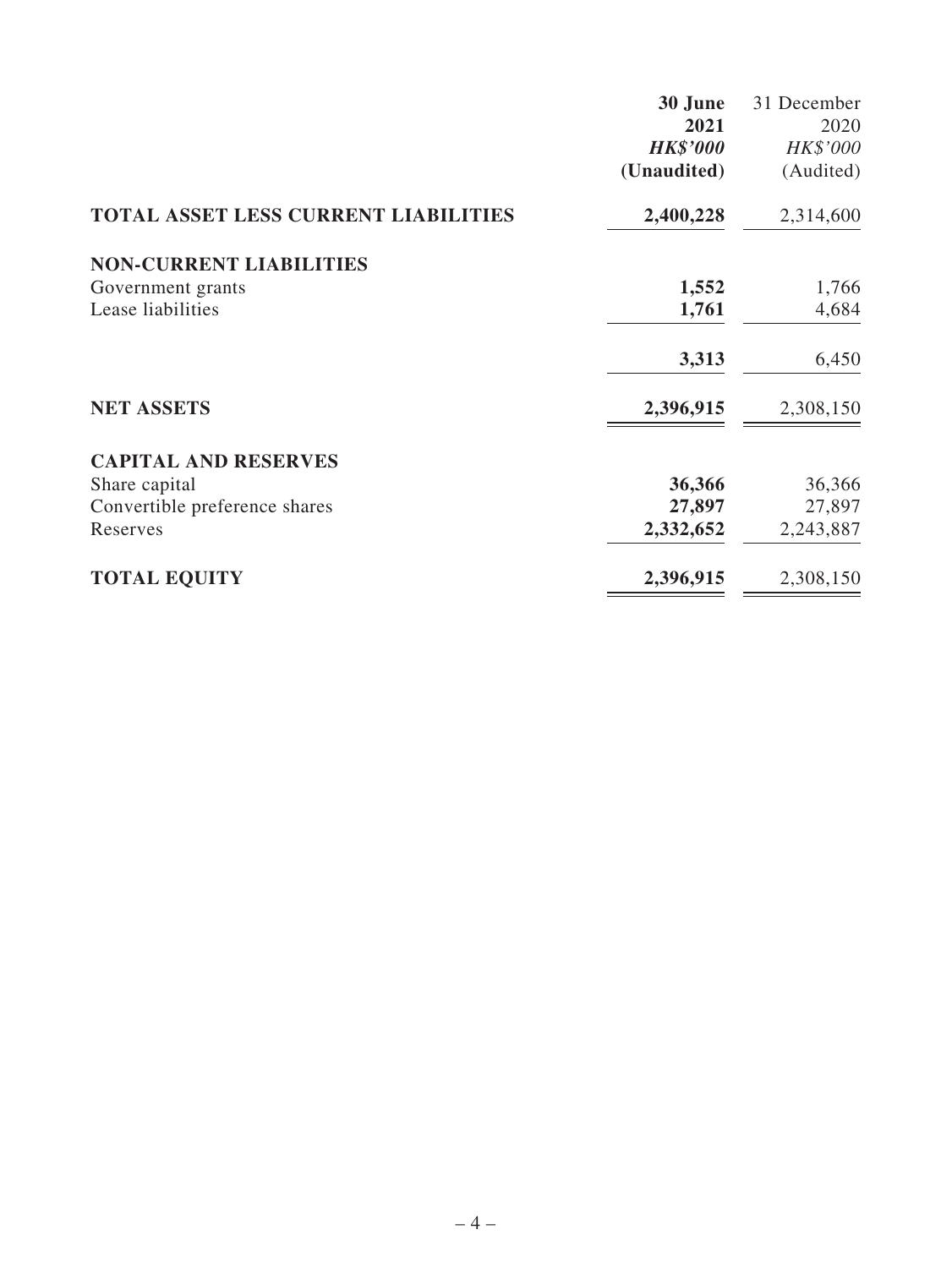| | 30 June 2021 *HK$'000* (Unaudited) | 31 December 2020 *HK$'000* (Audited) |
|---|---|---|
| **TOTAL ASSET LESS CURRENT LIABILITIES** | **2,400,228** | 2,314,600 |
| **NON-CURRENT LIABILITIES** | | |
| Government grants | **1,552** | 1,766 |
| Lease liabilities | **1,761** | 4,684 |
| | **3,313** | 6,450 |
| **NET ASSETS** | **2,396,915** | 2,308,150 |
| **CAPITAL AND RESERVES** | | |
| Share capital | **36,366** | 36,366 |
| Convertible preference shares | **27,897** | 27,897 |
| Reserves | **2,332,652** | 2,243,887 |
| **TOTAL EQUITY** | **2,396,915** | 2,308,150 |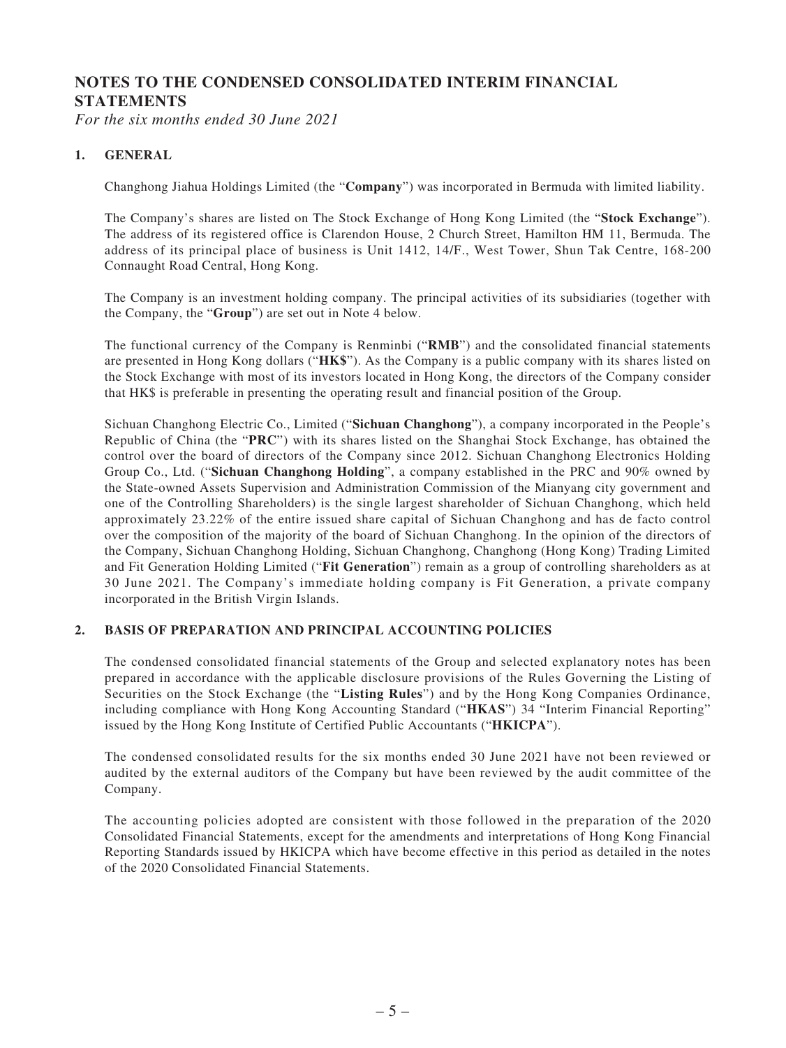# NOTES TO THE CONDENSED CONSOLIDATED INTERIM FINANCIAL STATEMENTS

*For the six months ended 30 June 2021*

## 1. GENERAL

Changhong Jiahua Holdings Limited (the "**Company**") was incorporated in Bermuda with limited liability.

The Company's shares are listed on The Stock Exchange of Hong Kong Limited (the "**Stock Exchange**"). The address of its registered office is Clarendon House, 2 Church Street, Hamilton HM 11, Bermuda. The address of its principal place of business is Unit 1412, 14/F., West Tower, Shun Tak Centre, 168-200 Connaught Road Central, Hong Kong.

The Company is an investment holding company. The principal activities of its subsidiaries (together with the Company, the "**Group**") are set out in Note 4 below.

The functional currency of the Company is Renminbi ("**RMB**") and the consolidated financial statements are presented in Hong Kong dollars ("**HK$**"). As the Company is a public company with its shares listed on the Stock Exchange with most of its investors located in Hong Kong, the directors of the Company consider that HK$ is preferable in presenting the operating result and financial position of the Group.

Sichuan Changhong Electric Co., Limited ("**Sichuan Changhong**"), a company incorporated in the People's Republic of China (the "**PRC**") with its shares listed on the Shanghai Stock Exchange, has obtained the control over the board of directors of the Company since 2012. Sichuan Changhong Electronics Holding Group Co., Ltd. ("**Sichuan Changhong Holding**", a company established in the PRC and 90% owned by the State-owned Assets Supervision and Administration Commission of the Mianyang city government and one of the Controlling Shareholders) is the single largest shareholder of Sichuan Changhong, which held approximately 23.22% of the entire issued share capital of Sichuan Changhong and has de facto control over the composition of the majority of the board of Sichuan Changhong. In the opinion of the directors of the Company, Sichuan Changhong Holding, Sichuan Changhong, Changhong (Hong Kong) Trading Limited and Fit Generation Holding Limited ("**Fit Generation**") remain as a group of controlling shareholders as at 30 June 2021. The Company's immediate holding company is Fit Generation, a private company incorporated in the British Virgin Islands.

## 2. BASIS OF PREPARATION AND PRINCIPAL ACCOUNTING POLICIES

The condensed consolidated financial statements of the Group and selected explanatory notes has been prepared in accordance with the applicable disclosure provisions of the Rules Governing the Listing of Securities on the Stock Exchange (the "**Listing Rules**") and by the Hong Kong Companies Ordinance, including compliance with Hong Kong Accounting Standard ("**HKAS**") 34 "Interim Financial Reporting" issued by the Hong Kong Institute of Certified Public Accountants ("**HKICPA**").

The condensed consolidated results for the six months ended 30 June 2021 have not been reviewed or audited by the external auditors of the Company but have been reviewed by the audit committee of the Company.

The accounting policies adopted are consistent with those followed in the preparation of the 2020 Consolidated Financial Statements, except for the amendments and interpretations of Hong Kong Financial Reporting Standards issued by HKICPA which have become effective in this period as detailed in the notes of the 2020 Consolidated Financial Statements.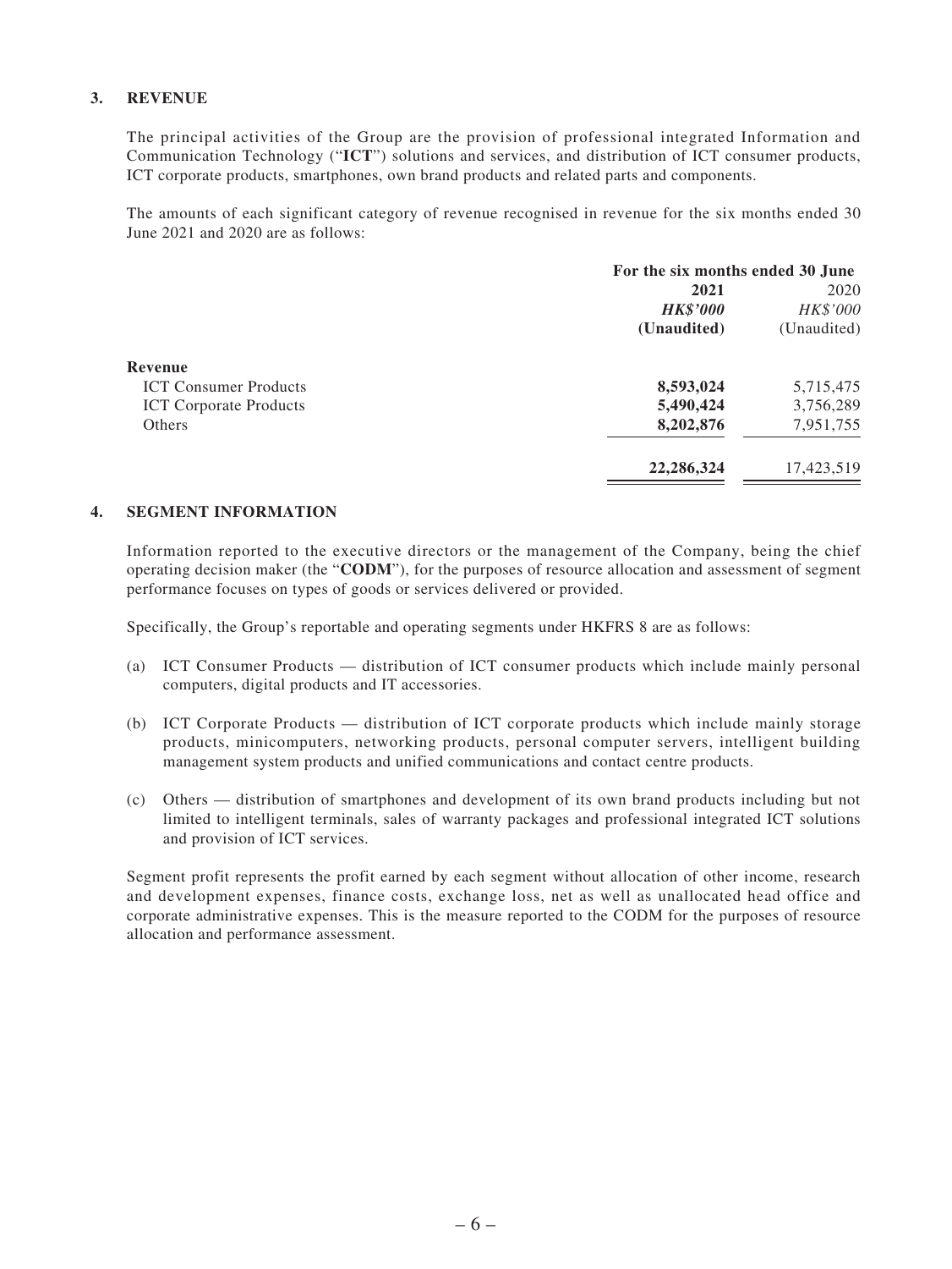## 3. REVENUE

The principal activities of the Group are the provision of professional integrated Information and Communication Technology ("**ICT**") solutions and services, and distribution of ICT consumer products, ICT corporate products, smartphones, own brand products and related parts and components.

The amounts of each significant category of revenue recognised in revenue for the six months ended 30 June 2021 and 2020 are as follows:

| | For the six months ended 30 June | |
|---|---|---|
| | **2021** | 2020 |
| | ***HK$'000*** | *HK$'000* |
| | **(Unaudited)** | (Unaudited) |
| **Revenue** | | |
| ICT Consumer Products | **8,593,024** | 5,715,475 |
| ICT Corporate Products | **5,490,424** | 3,756,289 |
| Others | **8,202,876** | 7,951,755 |
| | **22,286,324** | 17,423,519 |

## 4. SEGMENT INFORMATION

Information reported to the executive directors or the management of the Company, being the chief operating decision maker (the "**CODM**"), for the purposes of resource allocation and assessment of segment performance focuses on types of goods or services delivered or provided.

Specifically, the Group's reportable and operating segments under HKFRS 8 are as follows:

(a) ICT Consumer Products — distribution of ICT consumer products which include mainly personal computers, digital products and IT accessories.

(b) ICT Corporate Products — distribution of ICT corporate products which include mainly storage products, minicomputers, networking products, personal computer servers, intelligent building management system products and unified communications and contact centre products.

(c) Others — distribution of smartphones and development of its own brand products including but not limited to intelligent terminals, sales of warranty packages and professional integrated ICT solutions and provision of ICT services.

Segment profit represents the profit earned by each segment without allocation of other income, research and development expenses, finance costs, exchange loss, net as well as unallocated head office and corporate administrative expenses. This is the measure reported to the CODM for the purposes of resource allocation and performance assessment.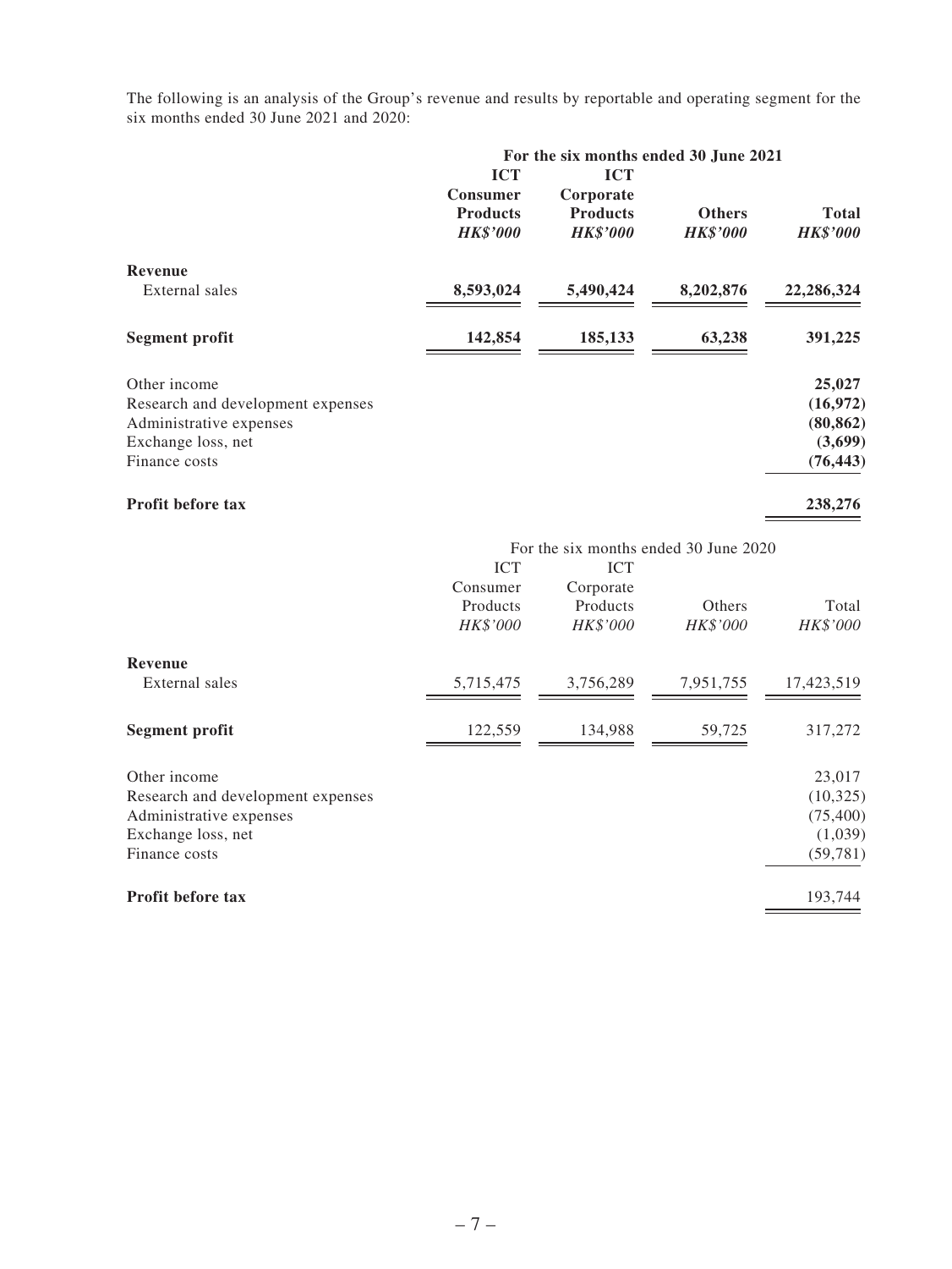The following is an analysis of the Group's revenue and results by reportable and operating segment for the six months ended 30 June 2021 and 2020:

| | **For the six months ended 30 June 2021** | | | |
|---|---|---|---|---|
| | **ICT Consumer Products** *HK$'000* | **ICT Corporate Products** *HK$'000* | **Others** *HK$'000* | **Total** *HK$'000* |
| **Revenue** | | | | |
| External sales | **8,593,024** | **5,490,424** | **8,202,876** | **22,286,324** |
| **Segment profit** | **142,854** | **185,133** | **63,238** | **391,225** |
| Other income | | | | **25,027** |
| Research and development expenses | | | | **(16,972)** |
| Administrative expenses | | | | **(80,862)** |
| Exchange loss, net | | | | **(3,699)** |
| Finance costs | | | | **(76,443)** |
| **Profit before tax** | | | | **238,276** |

| | For the six months ended 30 June 2020 | | | |
|---|---|---|---|---|
| | ICT Consumer Products *HK$'000* | ICT Corporate Products *HK$'000* | Others *HK$'000* | Total *HK$'000* |
| **Revenue** | | | | |
| External sales | 5,715,475 | 3,756,289 | 7,951,755 | 17,423,519 |
| **Segment profit** | 122,559 | 134,988 | 59,725 | 317,272 |
| Other income | | | | 23,017 |
| Research and development expenses | | | | (10,325) |
| Administrative expenses | | | | (75,400) |
| Exchange loss, net | | | | (1,039) |
| Finance costs | | | | (59,781) |
| **Profit before tax** | | | | 193,744 |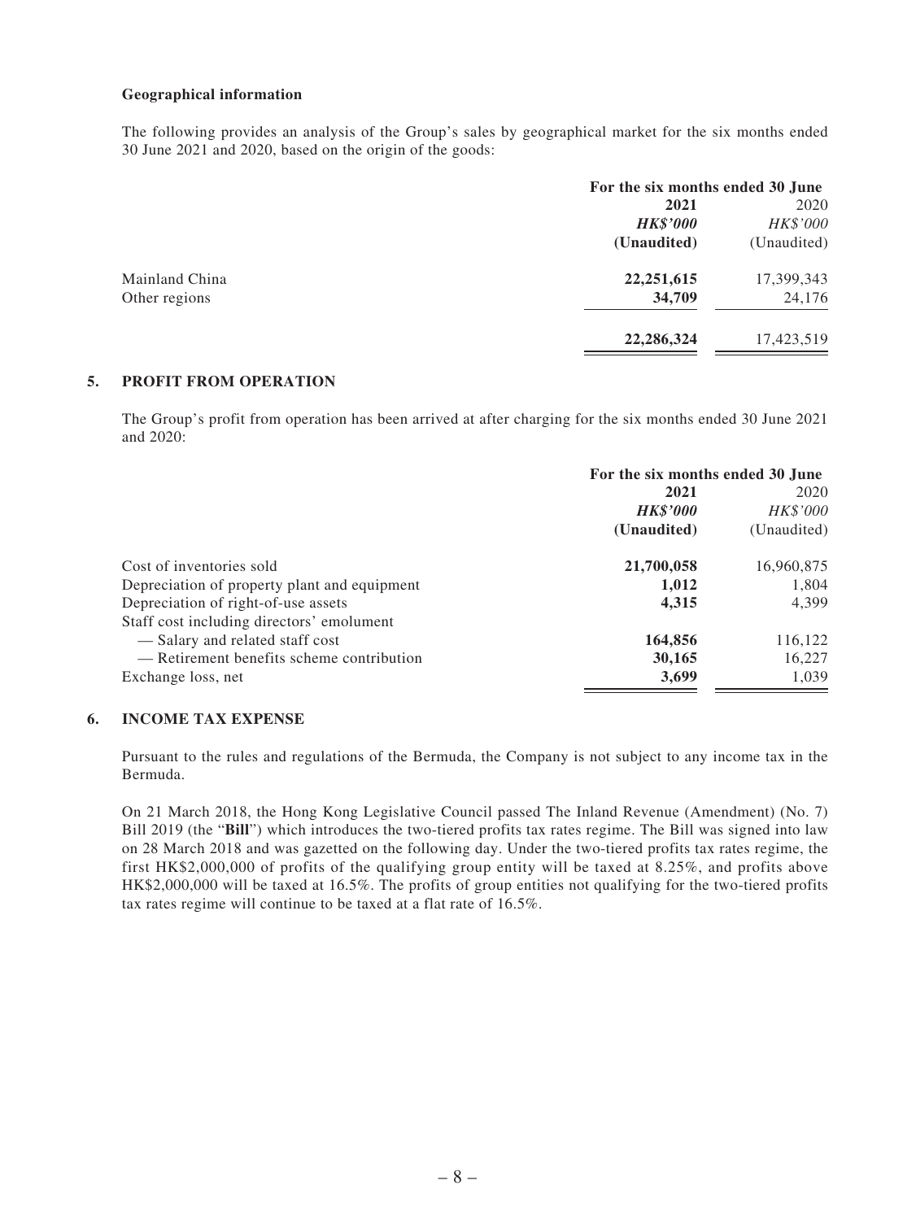**Geographical information**

The following provides an analysis of the Group's sales by geographical market for the six months ended 30 June 2021 and 2020, based on the origin of the goods:

| | For the six months ended 30 June | |
|---|---|---|
| | **2021** | 2020 |
| | ***HK$'000*** | *HK$'000* |
| | **(Unaudited)** | (Unaudited) |
| Mainland China | **22,251,615** | 17,399,343 |
| Other regions | **34,709** | 24,176 |
| | **22,286,324** | 17,423,519 |

## 5. PROFIT FROM OPERATION

The Group's profit from operation has been arrived at after charging for the six months ended 30 June 2021 and 2020:

| | For the six months ended 30 June | |
|---|---|---|
| | **2021** | 2020 |
| | ***HK$'000*** | *HK$'000* |
| | **(Unaudited)** | (Unaudited) |
| Cost of inventories sold | **21,700,058** | 16,960,875 |
| Depreciation of property plant and equipment | **1,012** | 1,804 |
| Depreciation of right-of-use assets | **4,315** | 4,399 |
| Staff cost including directors' emolument | | |
| — Salary and related staff cost | **164,856** | 116,122 |
| — Retirement benefits scheme contribution | **30,165** | 16,227 |
| Exchange loss, net | **3,699** | 1,039 |

## 6. INCOME TAX EXPENSE

Pursuant to the rules and regulations of the Bermuda, the Company is not subject to any income tax in the Bermuda.

On 21 March 2018, the Hong Kong Legislative Council passed The Inland Revenue (Amendment) (No. 7) Bill 2019 (the "**Bill**") which introduces the two-tiered profits tax rates regime. The Bill was signed into law on 28 March 2018 and was gazetted on the following day. Under the two-tiered profits tax rates regime, the first HK$2,000,000 of profits of the qualifying group entity will be taxed at 8.25%, and profits above HK$2,000,000 will be taxed at 16.5%. The profits of group entities not qualifying for the two-tiered profits tax rates regime will continue to be taxed at a flat rate of 16.5%.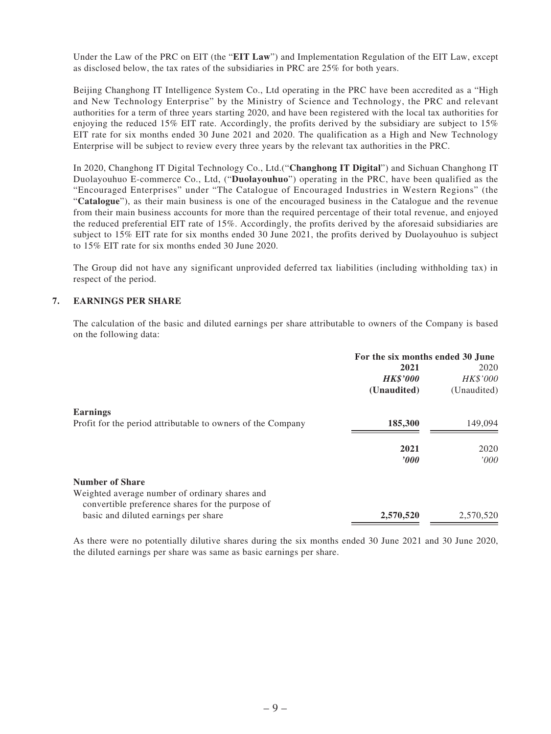Under the Law of the PRC on EIT (the "**EIT Law**") and Implementation Regulation of the EIT Law, except as disclosed below, the tax rates of the subsidiaries in PRC are 25% for both years.

Beijing Changhong IT Intelligence System Co., Ltd operating in the PRC have been accredited as a "High and New Technology Enterprise" by the Ministry of Science and Technology, the PRC and relevant authorities for a term of three years starting 2020, and have been registered with the local tax authorities for enjoying the reduced 15% EIT rate. Accordingly, the profits derived by the subsidiary are subject to 15% EIT rate for six months ended 30 June 2021 and 2020. The qualification as a High and New Technology Enterprise will be subject to review every three years by the relevant tax authorities in the PRC.

In 2020, Changhong IT Digital Technology Co., Ltd.("**Changhong IT Digital**") and Sichuan Changhong IT Duolayouhuo E-commerce Co., Ltd, ("**Duolayouhuo**") operating in the PRC, have been qualified as the "Encouraged Enterprises" under "The Catalogue of Encouraged Industries in Western Regions" (the "**Catalogue**"), as their main business is one of the encouraged business in the Catalogue and the revenue from their main business accounts for more than the required percentage of their total revenue, and enjoyed the reduced preferential EIT rate of 15%. Accordingly, the profits derived by the aforesaid subsidiaries are subject to 15% EIT rate for six months ended 30 June 2021, the profits derived by Duolayouhuo is subject to 15% EIT rate for six months ended 30 June 2020.

The Group did not have any significant unprovided deferred tax liabilities (including withholding tax) in respect of the period.

## 7. EARNINGS PER SHARE

The calculation of the basic and diluted earnings per share attributable to owners of the Company is based on the following data:

| | For the six months ended 30 June | |
|---|---|---|
| | **2021** | 2020 |
| | ***HK$'000*** | *HK$'000* |
| | **(Unaudited)** | (Unaudited) |
| **Earnings** | | |
| Profit for the period attributable to owners of the Company | **185,300** | 149,094 |
| | **2021** | 2020 |
| | ***'000*** | *'000* |
| **Number of Share** | | |
| Weighted average number of ordinary shares and convertible preference shares for the purpose of basic and diluted earnings per share | **2,570,520** | 2,570,520 |

As there were no potentially dilutive shares during the six months ended 30 June 2021 and 30 June 2020, the diluted earnings per share was same as basic earnings per share.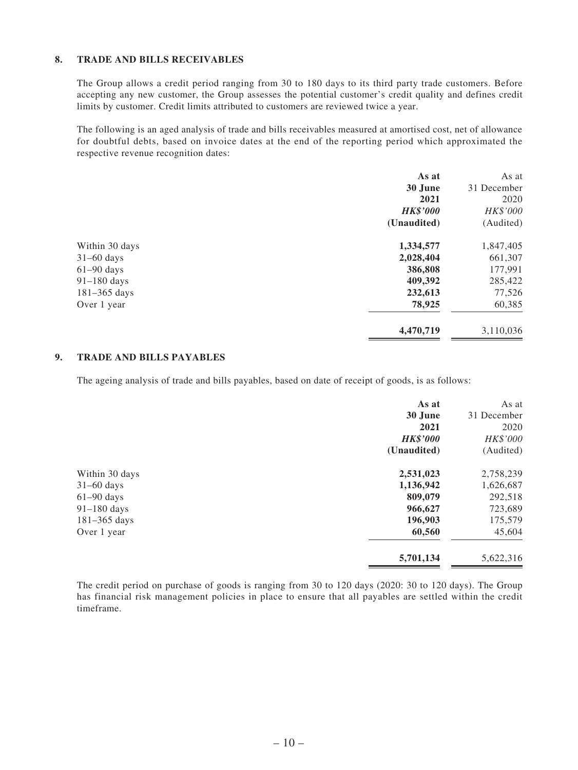### 8. TRADE AND BILLS RECEIVABLES

The Group allows a credit period ranging from 30 to 180 days to its third party trade customers. Before accepting any new customer, the Group assesses the potential customer's credit quality and defines credit limits by customer. Credit limits attributed to customers are reviewed twice a year.

The following is an aged analysis of trade and bills receivables measured at amortised cost, net of allowance for doubtful debts, based on invoice dates at the end of the reporting period which approximated the respective revenue recognition dates:

| | **As at 30 June 2021** | As at 31 December 2020 |
|---|---|---|
| | ***HK$'000*** | *HK$'000* |
| | **(Unaudited)** | (Audited) |
| Within 30 days | **1,334,577** | 1,847,405 |
| 31–60 days | **2,028,404** | 661,307 |
| 61–90 days | **386,808** | 177,991 |
| 91–180 days | **409,392** | 285,422 |
| 181–365 days | **232,613** | 77,526 |
| Over 1 year | **78,925** | 60,385 |
| | **4,470,719** | 3,110,036 |

### 9. TRADE AND BILLS PAYABLES

The ageing analysis of trade and bills payables, based on date of receipt of goods, is as follows:

| | **As at 30 June 2021** | As at 31 December 2020 |
|---|---|---|
| | ***HK$'000*** | *HK$'000* |
| | **(Unaudited)** | (Audited) |
| Within 30 days | **2,531,023** | 2,758,239 |
| 31–60 days | **1,136,942** | 1,626,687 |
| 61–90 days | **809,079** | 292,518 |
| 91–180 days | **966,627** | 723,689 |
| 181–365 days | **196,903** | 175,579 |
| Over 1 year | **60,560** | 45,604 |
| | **5,701,134** | 5,622,316 |

The credit period on purchase of goods is ranging from 30 to 120 days (2020: 30 to 120 days). The Group has financial risk management policies in place to ensure that all payables are settled within the credit timeframe.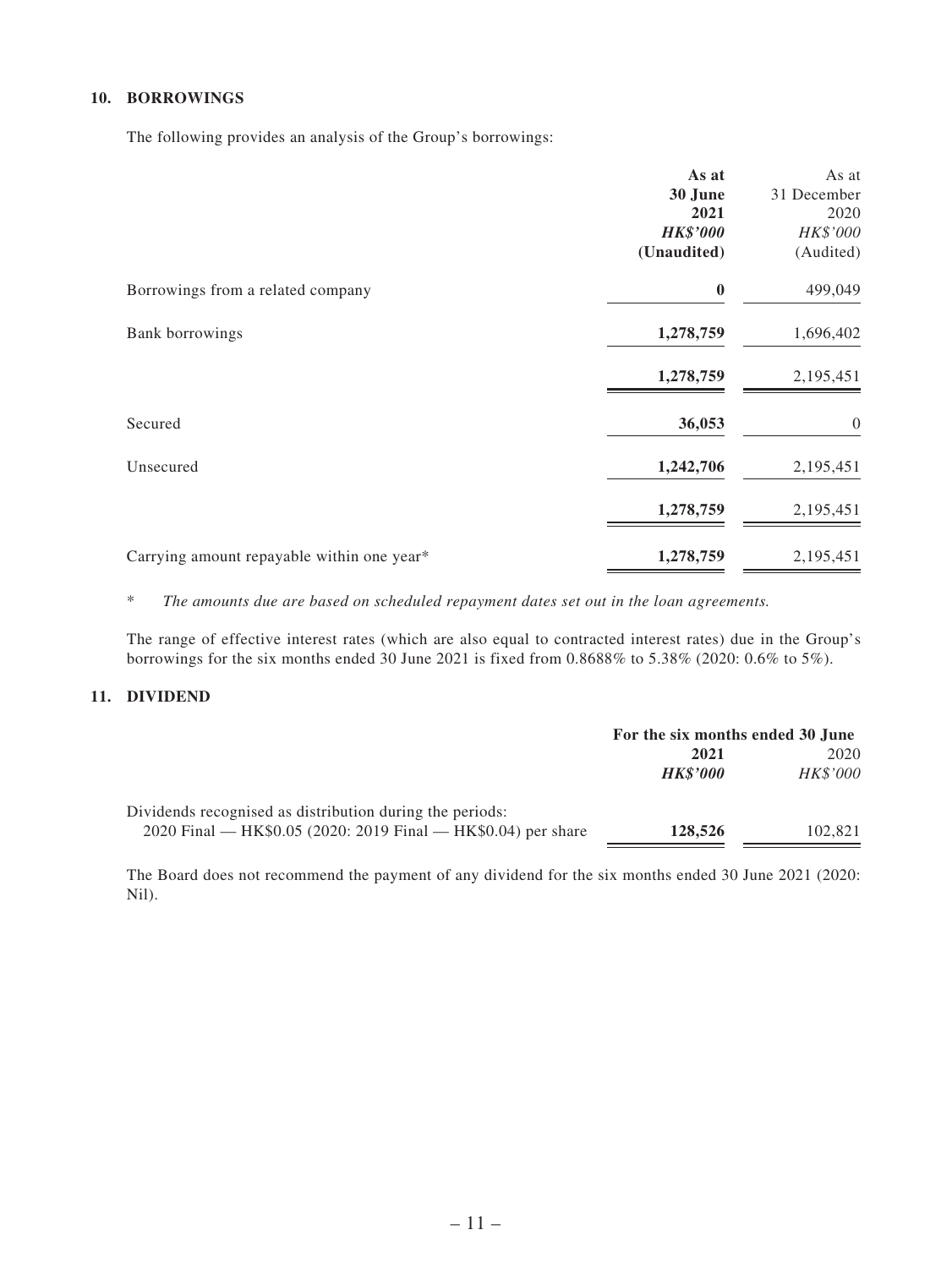## 10. BORROWINGS

The following provides an analysis of the Group's borrowings:

| | **As at 30 June 2021** | As at 31 December 2020 |
|---|---|---|
| | ***HK$'000*** | *HK$'000* |
| | **(Unaudited)** | (Audited) |
| Borrowings from a related company | **0** | 499,049 |
| Bank borrowings | **1,278,759** | 1,696,402 |
| | **1,278,759** | 2,195,451 |
| Secured | **36,053** | 0 |
| Unsecured | **1,242,706** | 2,195,451 |
| | **1,278,759** | 2,195,451 |
| Carrying amount repayable within one year* | **1,278,759** | 2,195,451 |

\* *The amounts due are based on scheduled repayment dates set out in the loan agreements.*

The range of effective interest rates (which are also equal to contracted interest rates) due in the Group's borrowings for the six months ended 30 June 2021 is fixed from 0.8688% to 5.38% (2020: 0.6% to 5%).

## 11. DIVIDEND

| | **For the six months ended 30 June** | |
|---|---|---|
| | **2021** | 2020 |
| | ***HK$'000*** | *HK$'000* |
| Dividends recognised as distribution during the periods: | | |
| 2020 Final — HK$0.05 (2020: 2019 Final — HK$0.04) per share | **128,526** | 102,821 |

The Board does not recommend the payment of any dividend for the six months ended 30 June 2021 (2020: Nil).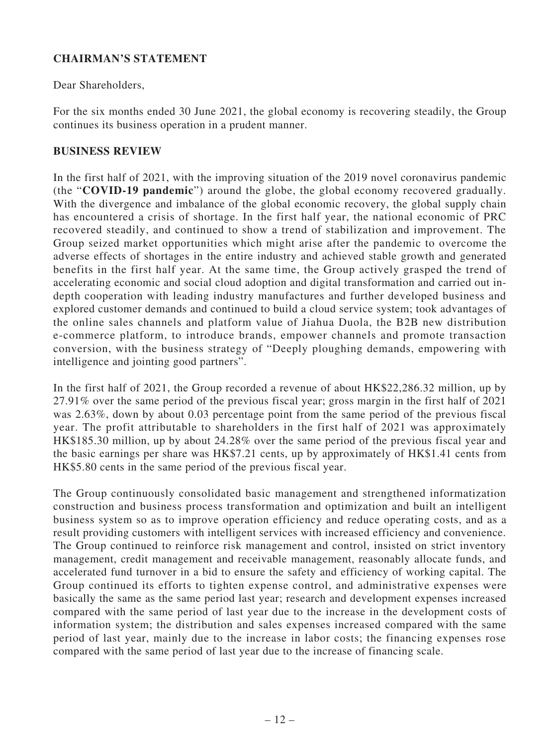## CHAIRMAN'S STATEMENT

Dear Shareholders,

For the six months ended 30 June 2021, the global economy is recovering steadily, the Group continues its business operation in a prudent manner.

## BUSINESS REVIEW

In the first half of 2021, with the improving situation of the 2019 novel coronavirus pandemic (the "**COVID-19 pandemic**") around the globe, the global economy recovered gradually. With the divergence and imbalance of the global economic recovery, the global supply chain has encountered a crisis of shortage. In the first half year, the national economic of PRC recovered steadily, and continued to show a trend of stabilization and improvement. The Group seized market opportunities which might arise after the pandemic to overcome the adverse effects of shortages in the entire industry and achieved stable growth and generated benefits in the first half year. At the same time, the Group actively grasped the trend of accelerating economic and social cloud adoption and digital transformation and carried out in-depth cooperation with leading industry manufactures and further developed business and explored customer demands and continued to build a cloud service system; took advantages of the online sales channels and platform value of Jiahua Duola, the B2B new distribution e-commerce platform, to introduce brands, empower channels and promote transaction conversion, with the business strategy of "Deeply ploughing demands, empowering with intelligence and jointing good partners".

In the first half of 2021, the Group recorded a revenue of about HK$22,286.32 million, up by 27.91% over the same period of the previous fiscal year; gross margin in the first half of 2021 was 2.63%, down by about 0.03 percentage point from the same period of the previous fiscal year. The profit attributable to shareholders in the first half of 2021 was approximately HK$185.30 million, up by about 24.28% over the same period of the previous fiscal year and the basic earnings per share was HK$7.21 cents, up by approximately of HK$1.41 cents from HK$5.80 cents in the same period of the previous fiscal year.

The Group continuously consolidated basic management and strengthened informatization construction and business process transformation and optimization and built an intelligent business system so as to improve operation efficiency and reduce operating costs, and as a result providing customers with intelligent services with increased efficiency and convenience. The Group continued to reinforce risk management and control, insisted on strict inventory management, credit management and receivable management, reasonably allocate funds, and accelerated fund turnover in a bid to ensure the safety and efficiency of working capital. The Group continued its efforts to tighten expense control, and administrative expenses were basically the same as the same period last year; research and development expenses increased compared with the same period of last year due to the increase in the development costs of information system; the distribution and sales expenses increased compared with the same period of last year, mainly due to the increase in labor costs; the financing expenses rose compared with the same period of last year due to the increase of financing scale.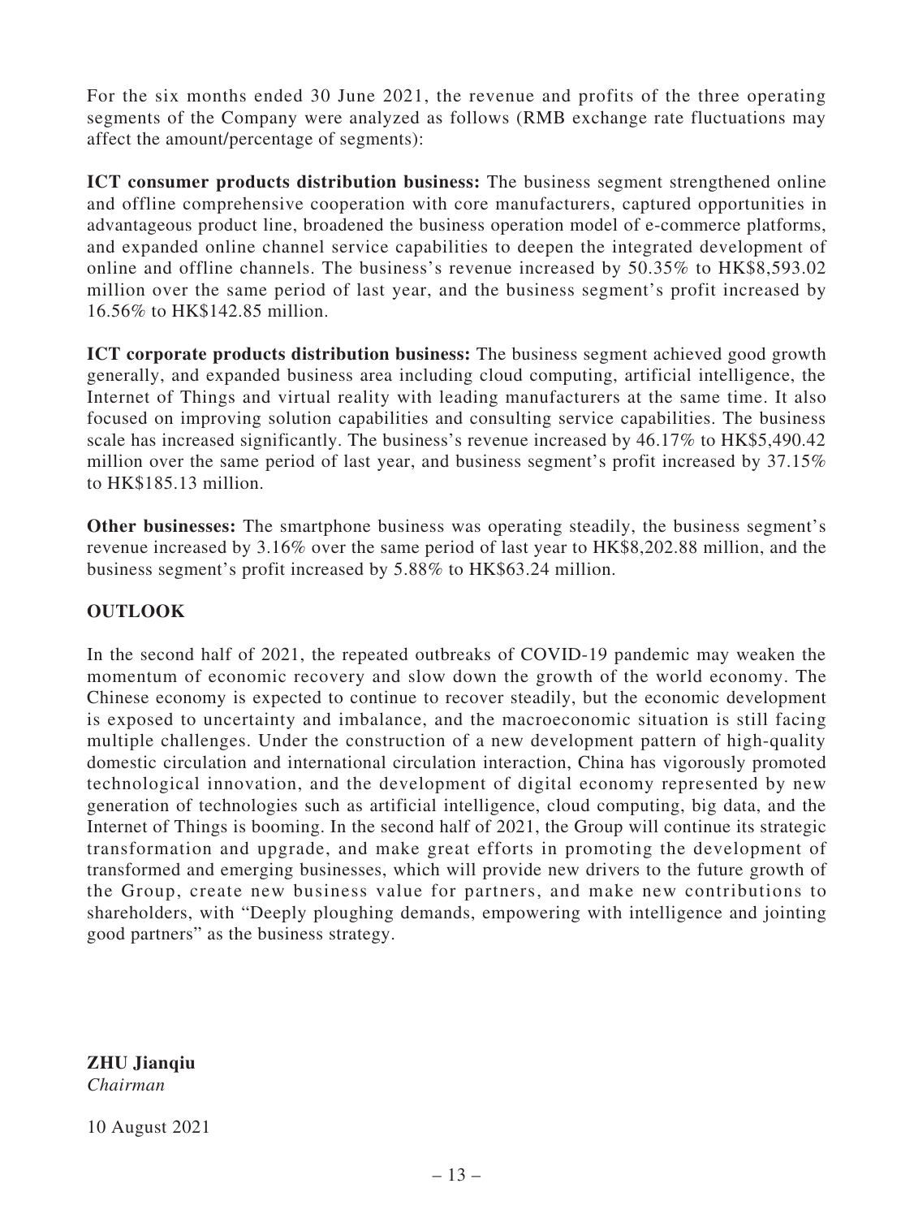For the six months ended 30 June 2021, the revenue and profits of the three operating segments of the Company were analyzed as follows (RMB exchange rate fluctuations may affect the amount/percentage of segments):

**ICT consumer products distribution business:** The business segment strengthened online and offline comprehensive cooperation with core manufacturers, captured opportunities in advantageous product line, broadened the business operation model of e-commerce platforms, and expanded online channel service capabilities to deepen the integrated development of online and offline channels. The business's revenue increased by 50.35% to HK$8,593.02 million over the same period of last year, and the business segment's profit increased by 16.56% to HK$142.85 million.

**ICT corporate products distribution business:** The business segment achieved good growth generally, and expanded business area including cloud computing, artificial intelligence, the Internet of Things and virtual reality with leading manufacturers at the same time. It also focused on improving solution capabilities and consulting service capabilities. The business scale has increased significantly. The business's revenue increased by 46.17% to HK$5,490.42 million over the same period of last year, and business segment's profit increased by 37.15% to HK$185.13 million.

**Other businesses:** The smartphone business was operating steadily, the business segment's revenue increased by 3.16% over the same period of last year to HK$8,202.88 million, and the business segment's profit increased by 5.88% to HK$63.24 million.

## OUTLOOK

In the second half of 2021, the repeated outbreaks of COVID-19 pandemic may weaken the momentum of economic recovery and slow down the growth of the world economy. The Chinese economy is expected to continue to recover steadily, but the economic development is exposed to uncertainty and imbalance, and the macroeconomic situation is still facing multiple challenges. Under the construction of a new development pattern of high-quality domestic circulation and international circulation interaction, China has vigorously promoted technological innovation, and the development of digital economy represented by new generation of technologies such as artificial intelligence, cloud computing, big data, and the Internet of Things is booming. In the second half of 2021, the Group will continue its strategic transformation and upgrade, and make great efforts in promoting the development of transformed and emerging businesses, which will provide new drivers to the future growth of the Group, create new business value for partners, and make new contributions to shareholders, with "Deeply ploughing demands, empowering with intelligence and jointing good partners" as the business strategy.

**ZHU Jianqiu**
*Chairman*

10 August 2021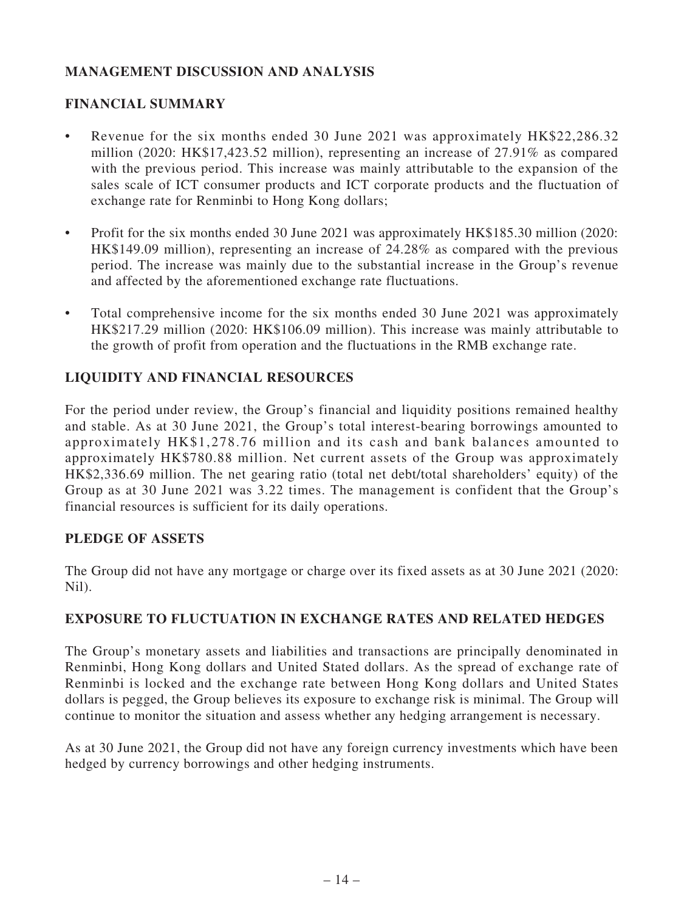## MANAGEMENT DISCUSSION AND ANALYSIS

### FINANCIAL SUMMARY

- Revenue for the six months ended 30 June 2021 was approximately HK$22,286.32 million (2020: HK$17,423.52 million), representing an increase of 27.91% as compared with the previous period. This increase was mainly attributable to the expansion of the sales scale of ICT consumer products and ICT corporate products and the fluctuation of exchange rate for Renminbi to Hong Kong dollars;

- Profit for the six months ended 30 June 2021 was approximately HK$185.30 million (2020: HK$149.09 million), representing an increase of 24.28% as compared with the previous period. The increase was mainly due to the substantial increase in the Group's revenue and affected by the aforementioned exchange rate fluctuations.

- Total comprehensive income for the six months ended 30 June 2021 was approximately HK$217.29 million (2020: HK$106.09 million). This increase was mainly attributable to the growth of profit from operation and the fluctuations in the RMB exchange rate.

### LIQUIDITY AND FINANCIAL RESOURCES

For the period under review, the Group's financial and liquidity positions remained healthy and stable. As at 30 June 2021, the Group's total interest-bearing borrowings amounted to approximately HK$1,278.76 million and its cash and bank balances amounted to approximately HK$780.88 million. Net current assets of the Group was approximately HK$2,336.69 million. The net gearing ratio (total net debt/total shareholders' equity) of the Group as at 30 June 2021 was 3.22 times. The management is confident that the Group's financial resources is sufficient for its daily operations.

### PLEDGE OF ASSETS

The Group did not have any mortgage or charge over its fixed assets as at 30 June 2021 (2020: Nil).

### EXPOSURE TO FLUCTUATION IN EXCHANGE RATES AND RELATED HEDGES

The Group's monetary assets and liabilities and transactions are principally denominated in Renminbi, Hong Kong dollars and United Stated dollars. As the spread of exchange rate of Renminbi is locked and the exchange rate between Hong Kong dollars and United States dollars is pegged, the Group believes its exposure to exchange risk is minimal. The Group will continue to monitor the situation and assess whether any hedging arrangement is necessary.

As at 30 June 2021, the Group did not have any foreign currency investments which have been hedged by currency borrowings and other hedging instruments.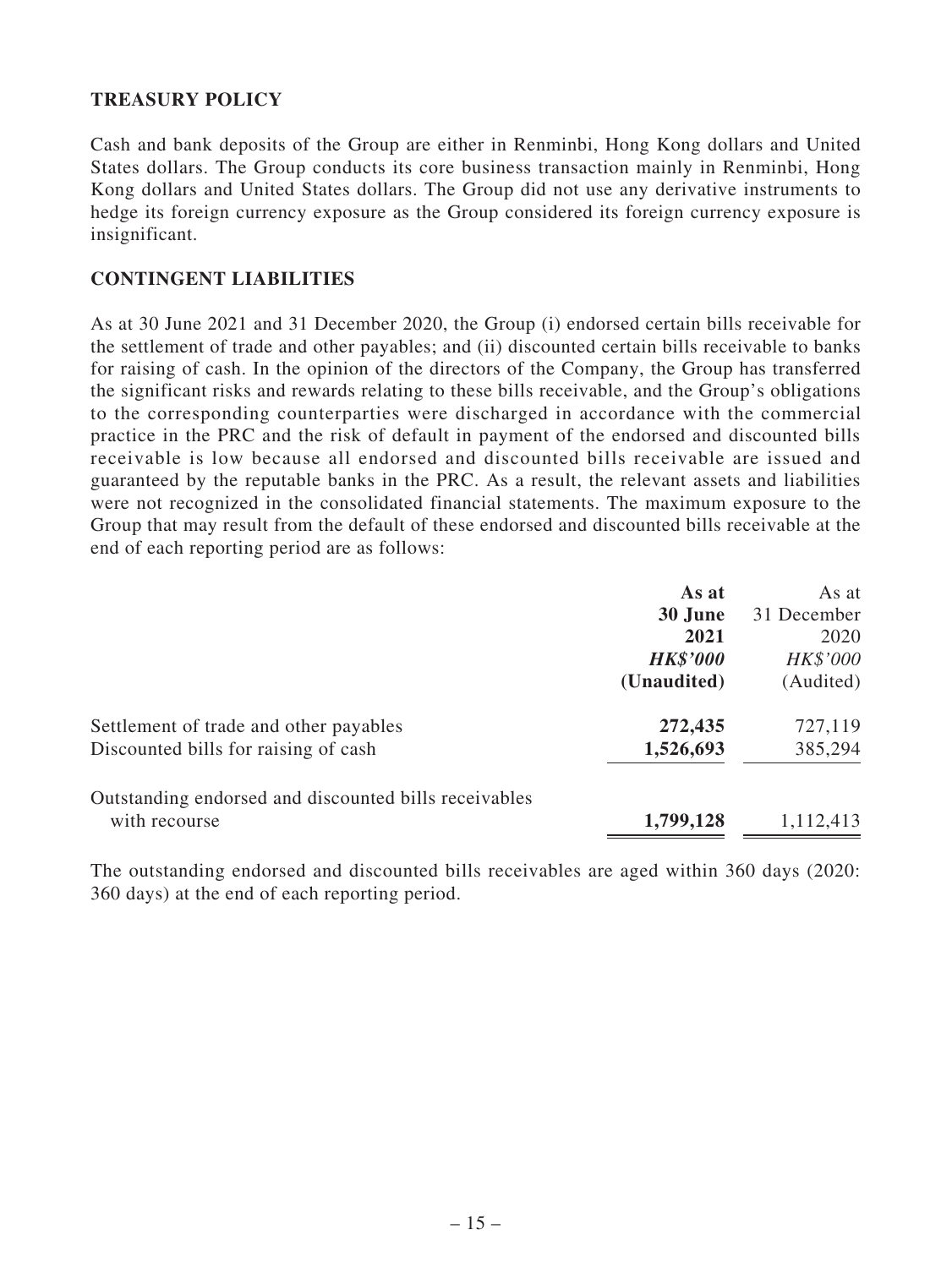## TREASURY POLICY

Cash and bank deposits of the Group are either in Renminbi, Hong Kong dollars and United States dollars. The Group conducts its core business transaction mainly in Renminbi, Hong Kong dollars and United States dollars. The Group did not use any derivative instruments to hedge its foreign currency exposure as the Group considered its foreign currency exposure is insignificant.

## CONTINGENT LIABILITIES

As at 30 June 2021 and 31 December 2020, the Group (i) endorsed certain bills receivable for the settlement of trade and other payables; and (ii) discounted certain bills receivable to banks for raising of cash. In the opinion of the directors of the Company, the Group has transferred the significant risks and rewards relating to these bills receivable, and the Group's obligations to the corresponding counterparties were discharged in accordance with the commercial practice in the PRC and the risk of default in payment of the endorsed and discounted bills receivable is low because all endorsed and discounted bills receivable are issued and guaranteed by the reputable banks in the PRC. As a result, the relevant assets and liabilities were not recognized in the consolidated financial statements. The maximum exposure to the Group that may result from the default of these endorsed and discounted bills receivable at the end of each reporting period are as follows:

| | **As at 30 June 2021** | As at 31 December 2020 |
|---|---|---|
| | ***HK$'000*** | *HK$'000* |
| | **(Unaudited)** | (Audited) |
| Settlement of trade and other payables | **272,435** | 727,119 |
| Discounted bills for raising of cash | **1,526,693** | 385,294 |
| Outstanding endorsed and discounted bills receivables with recourse | **1,799,128** | 1,112,413 |

The outstanding endorsed and discounted bills receivables are aged within 360 days (2020: 360 days) at the end of each reporting period.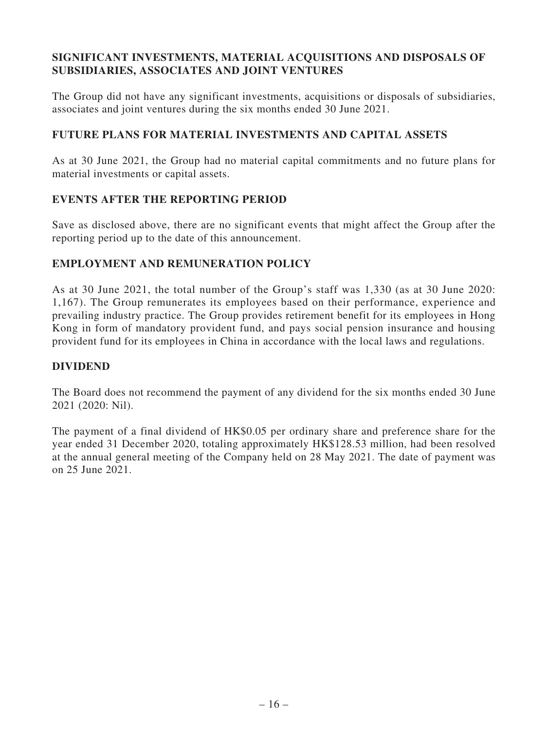## SIGNIFICANT INVESTMENTS, MATERIAL ACQUISITIONS AND DISPOSALS OF SUBSIDIARIES, ASSOCIATES AND JOINT VENTURES

The Group did not have any significant investments, acquisitions or disposals of subsidiaries, associates and joint ventures during the six months ended 30 June 2021.

## FUTURE PLANS FOR MATERIAL INVESTMENTS AND CAPITAL ASSETS

As at 30 June 2021, the Group had no material capital commitments and no future plans for material investments or capital assets.

## EVENTS AFTER THE REPORTING PERIOD

Save as disclosed above, there are no significant events that might affect the Group after the reporting period up to the date of this announcement.

## EMPLOYMENT AND REMUNERATION POLICY

As at 30 June 2021, the total number of the Group's staff was 1,330 (as at 30 June 2020: 1,167). The Group remunerates its employees based on their performance, experience and prevailing industry practice. The Group provides retirement benefit for its employees in Hong Kong in form of mandatory provident fund, and pays social pension insurance and housing provident fund for its employees in China in accordance with the local laws and regulations.

## DIVIDEND

The Board does not recommend the payment of any dividend for the six months ended 30 June 2021 (2020: Nil).

The payment of a final dividend of HK$0.05 per ordinary share and preference share for the year ended 31 December 2020, totaling approximately HK$128.53 million, had been resolved at the annual general meeting of the Company held on 28 May 2021. The date of payment was on 25 June 2021.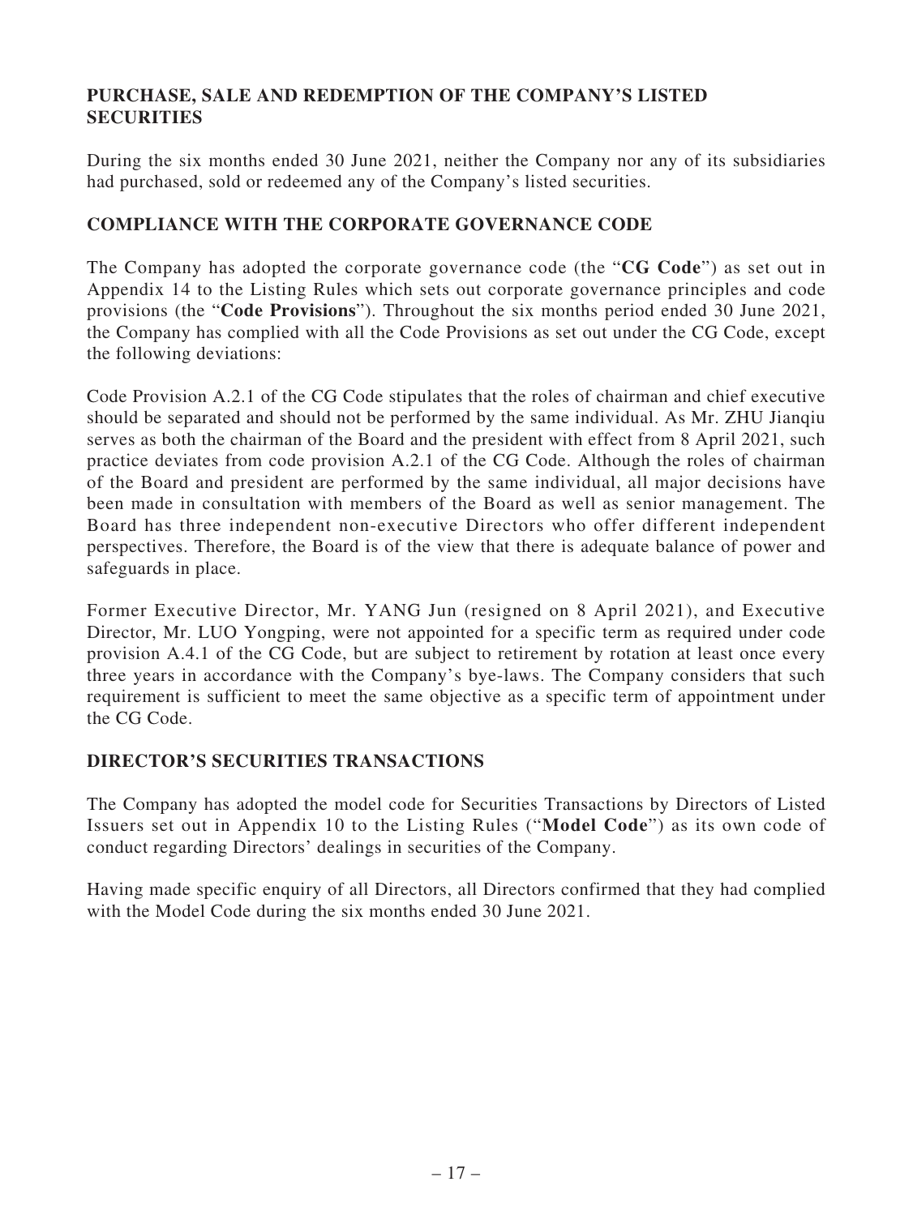## PURCHASE, SALE AND REDEMPTION OF THE COMPANY'S LISTED SECURITIES

During the six months ended 30 June 2021, neither the Company nor any of its subsidiaries had purchased, sold or redeemed any of the Company's listed securities.

## COMPLIANCE WITH THE CORPORATE GOVERNANCE CODE

The Company has adopted the corporate governance code (the "**CG Code**") as set out in Appendix 14 to the Listing Rules which sets out corporate governance principles and code provisions (the "**Code Provisions**"). Throughout the six months period ended 30 June 2021, the Company has complied with all the Code Provisions as set out under the CG Code, except the following deviations:

Code Provision A.2.1 of the CG Code stipulates that the roles of chairman and chief executive should be separated and should not be performed by the same individual. As Mr. ZHU Jianqiu serves as both the chairman of the Board and the president with effect from 8 April 2021, such practice deviates from code provision A.2.1 of the CG Code. Although the roles of chairman of the Board and president are performed by the same individual, all major decisions have been made in consultation with members of the Board as well as senior management. The Board has three independent non-executive Directors who offer different independent perspectives. Therefore, the Board is of the view that there is adequate balance of power and safeguards in place.

Former Executive Director, Mr. YANG Jun (resigned on 8 April 2021), and Executive Director, Mr. LUO Yongping, were not appointed for a specific term as required under code provision A.4.1 of the CG Code, but are subject to retirement by rotation at least once every three years in accordance with the Company's bye-laws. The Company considers that such requirement is sufficient to meet the same objective as a specific term of appointment under the CG Code.

## DIRECTOR'S SECURITIES TRANSACTIONS

The Company has adopted the model code for Securities Transactions by Directors of Listed Issuers set out in Appendix 10 to the Listing Rules ("**Model Code**") as its own code of conduct regarding Directors' dealings in securities of the Company.

Having made specific enquiry of all Directors, all Directors confirmed that they had complied with the Model Code during the six months ended 30 June 2021.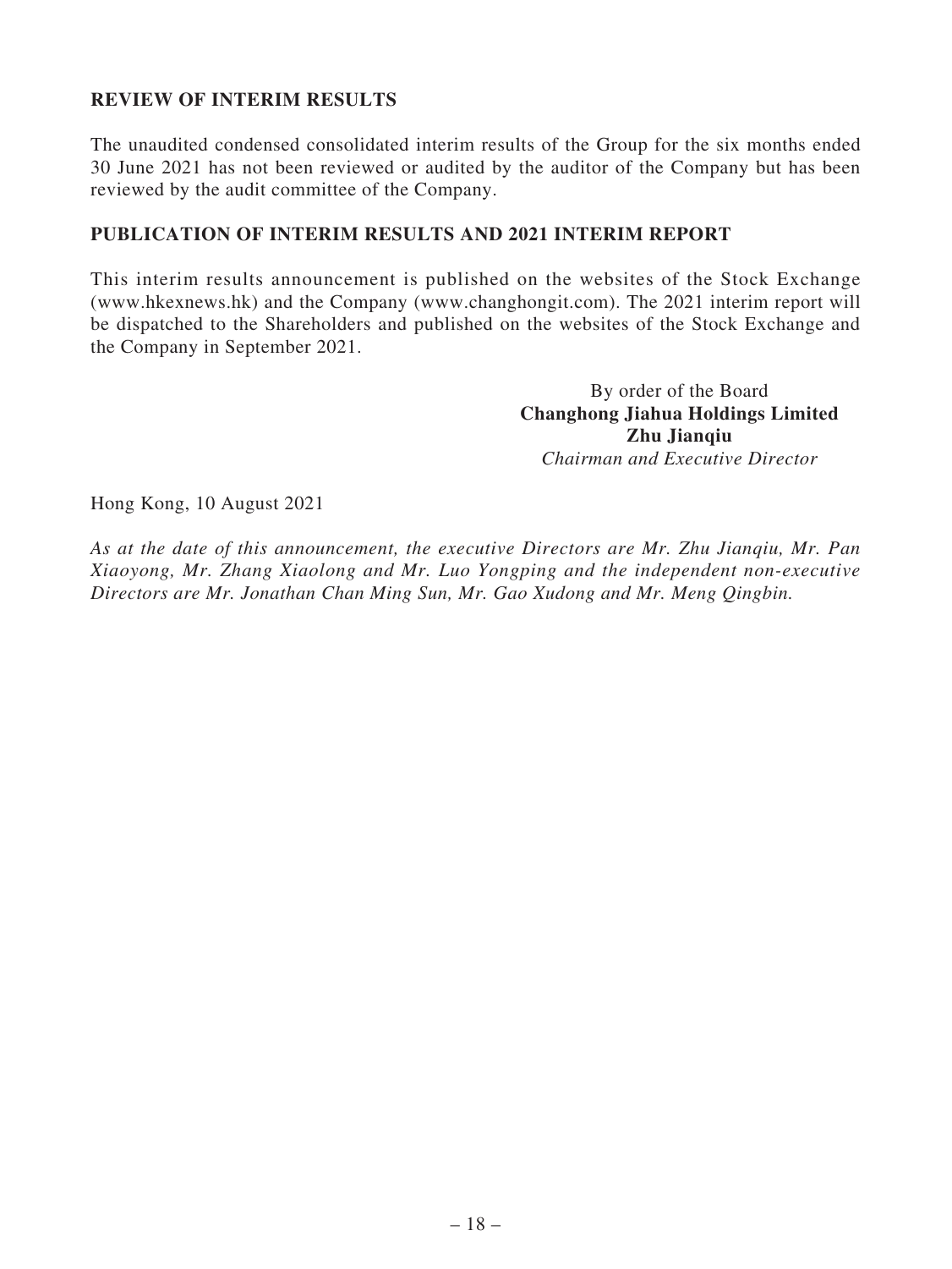## REVIEW OF INTERIM RESULTS

The unaudited condensed consolidated interim results of the Group for the six months ended 30 June 2021 has not been reviewed or audited by the auditor of the Company but has been reviewed by the audit committee of the Company.

## PUBLICATION OF INTERIM RESULTS AND 2021 INTERIM REPORT

This interim results announcement is published on the websites of the Stock Exchange (www.hkexnews.hk) and the Company (www.changhongit.com). The 2021 interim report will be dispatched to the Shareholders and published on the websites of the Stock Exchange and the Company in September 2021.

By order of the Board
**Changhong Jiahua Holdings Limited**
**Zhu Jianqiu**
*Chairman and Executive Director*

Hong Kong, 10 August 2021

*As at the date of this announcement, the executive Directors are Mr. Zhu Jianqiu, Mr. Pan Xiaoyong, Mr. Zhang Xiaolong and Mr. Luo Yongping and the independent non-executive Directors are Mr. Jonathan Chan Ming Sun, Mr. Gao Xudong and Mr. Meng Qingbin.*